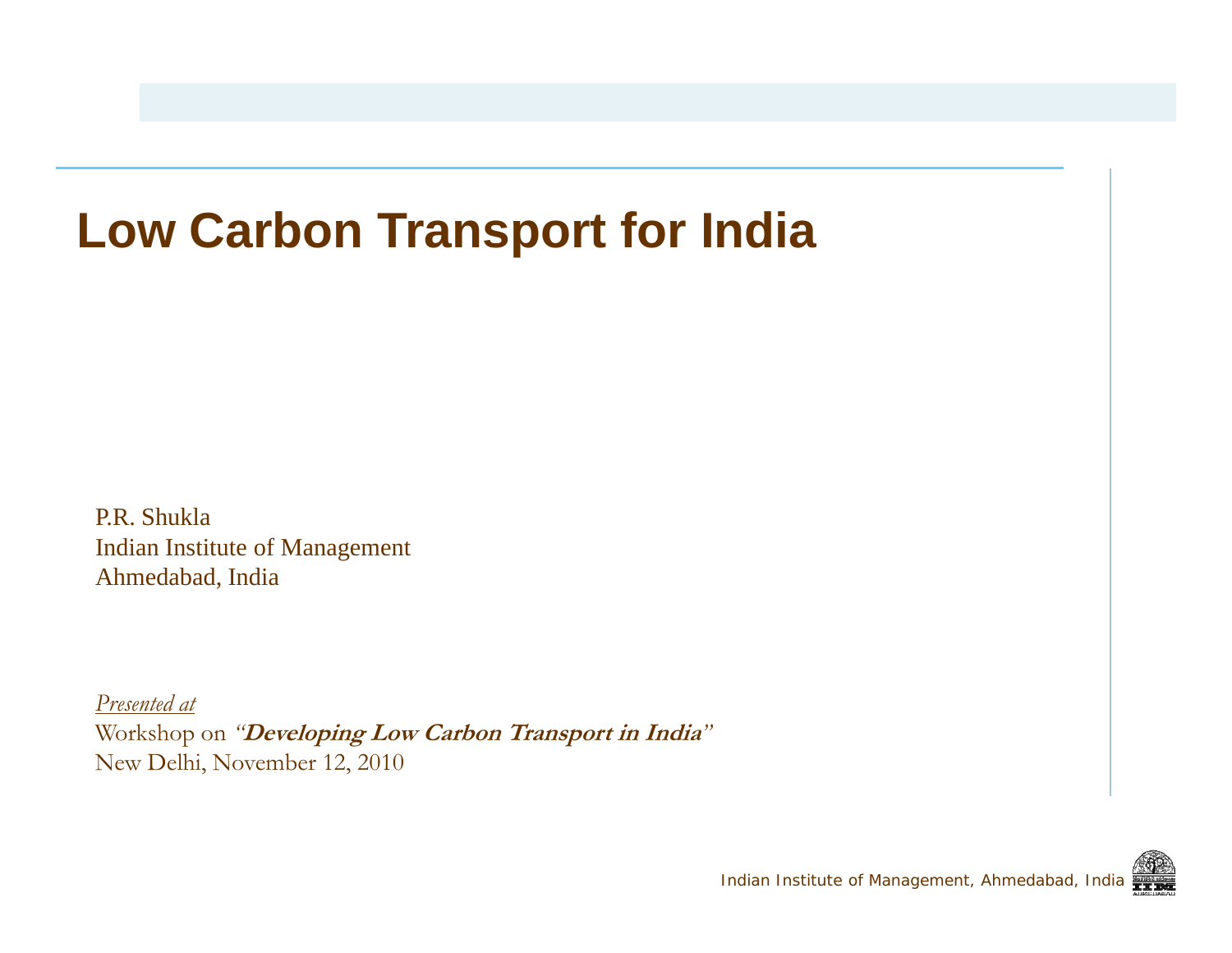# Low Carbon Transport for India

P.R. Shukla
Indian Institute of Management
Ahmedabad, India

*Presented at*
Workshop on *"**Developing Low Carbon Transport in India**"*
New Delhi, November 12, 2010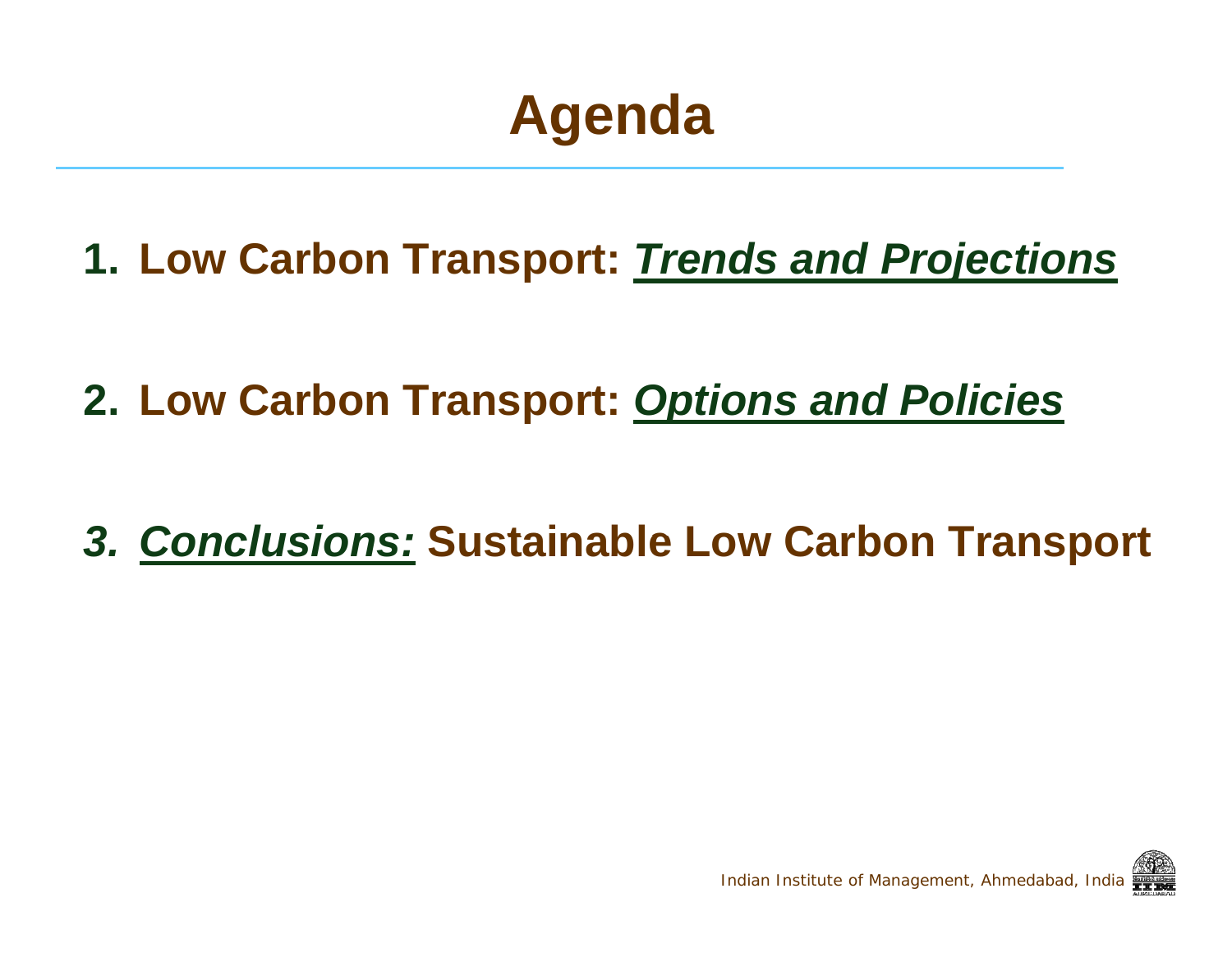# Agenda

1. **Low Carbon Transport: *Trends and Projections***

2. **Low Carbon Transport: *Options and Policies***

3. ***Conclusions:* Sustainable Low Carbon Transport**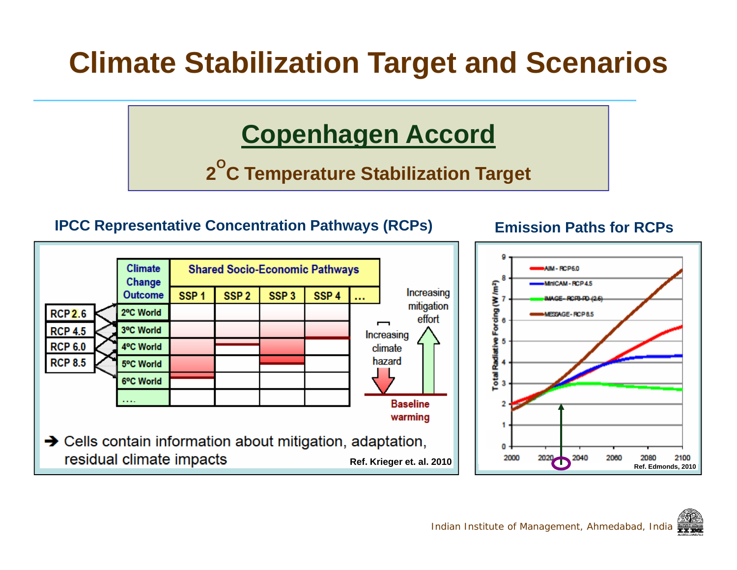# Climate Stabilization Target and Scenarios

## Copenhagen Accord

**$2^{O}$C Temperature Stabilization Target**

### IPCC Representative Concentration Pathways (RCPs)

| Climate Change Outcome | Shared Socio-Economic Pathways | | | | |
|---|---|---|---|---|---|
| | SSP 1 | SSP 2 | SSP 3 | SSP 4 | … |
| 2ºC World | | | | | |
| 3ºC World | | | | | |
| 4ºC World | | | | | |
| 5ºC World | | | | | |
| 6ºC World | | | | | |
| …. | | | | | |

RCP 2.6, RCP 4.5, RCP 6.0, RCP 8.5

Increasing mitigation effort

Increasing climate hazard

Baseline warming

➔ Cells contain information about mitigation, adaptation, residual climate impacts

Ref. Krieger et. al. 2010

### Emission Paths for RCPs

Total Radiative Forcing (W /m²)

- AIM - RCP6.0
- MiniCAM - RCP4.5
- IMAGE - RCP3-PD (2.6)
- MESSAGE - RCP8.5

Ref. Edmonds, 2010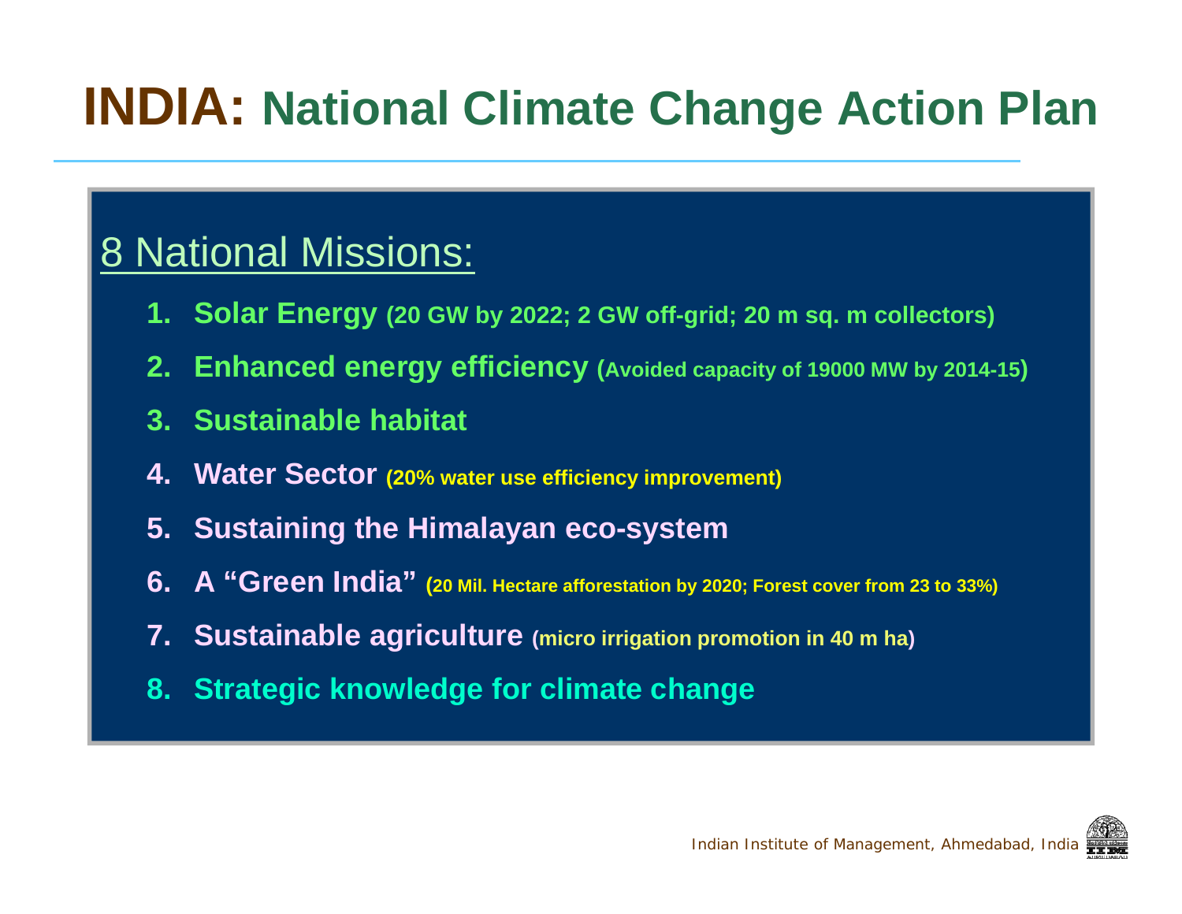# INDIA: National Climate Change Action Plan

## 8 National Missions:

1. **Solar Energy** (20 GW by 2022; 2 GW off-grid; 20 m sq. m collectors)
2. **Enhanced energy efficiency** (Avoided capacity of 19000 MW by 2014-15)
3. **Sustainable habitat**
4. **Water Sector** (20% water use efficiency improvement)
5. **Sustaining the Himalayan eco-system**
6. **A "Green India"** (20 Mil. Hectare afforestation by 2020; Forest cover from 23 to 33%)
7. **Sustainable agriculture** (micro irrigation promotion in 40 m ha)
8. **Strategic knowledge for climate change**

Indian Institute of Management, Ahmedabad, India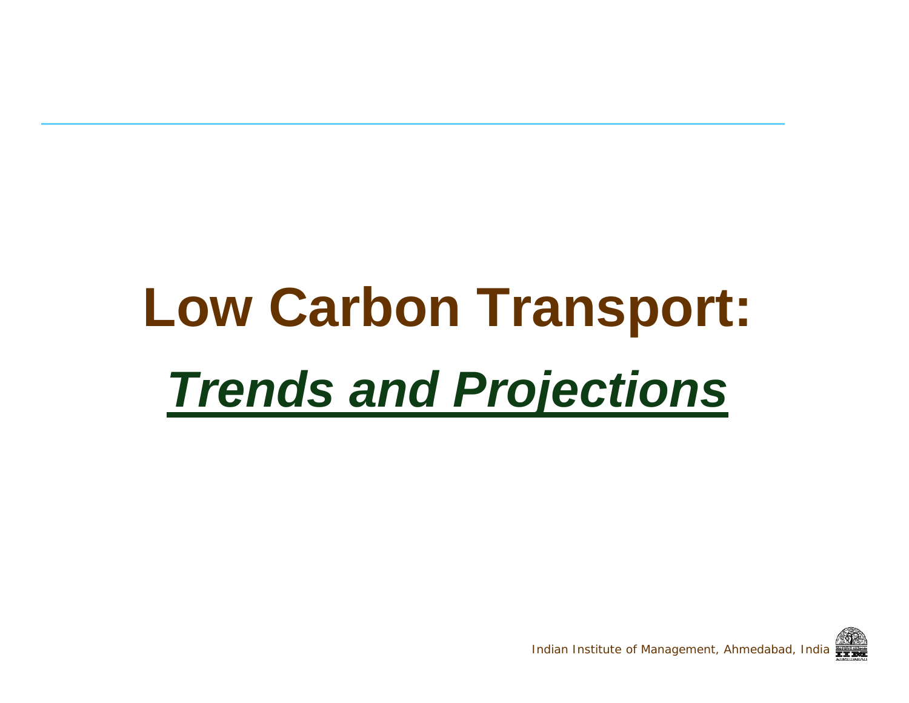# Low Carbon Transport:

## ***Trends and Projections***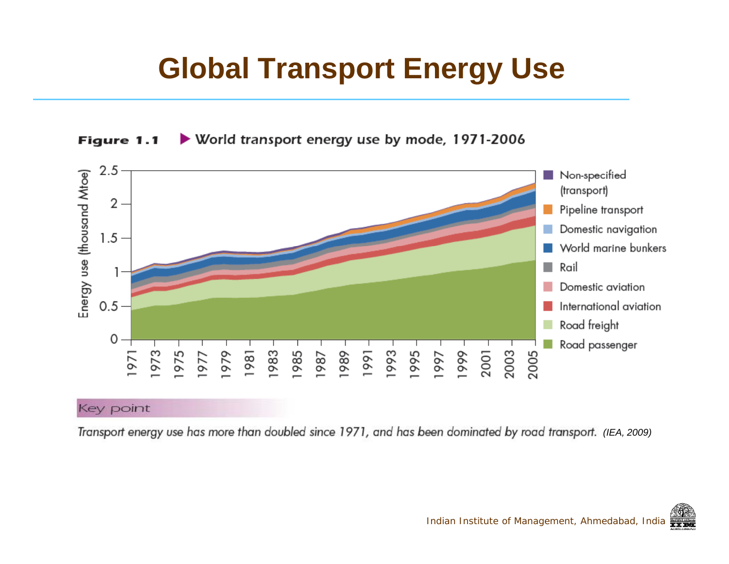# Global Transport Energy Use

**Figure 1.1** ▶ World transport energy use by mode, 1971-2006

Key point

*Transport energy use has more than doubled since 1971, and has been dominated by road transport.* *(IEA, 2009)*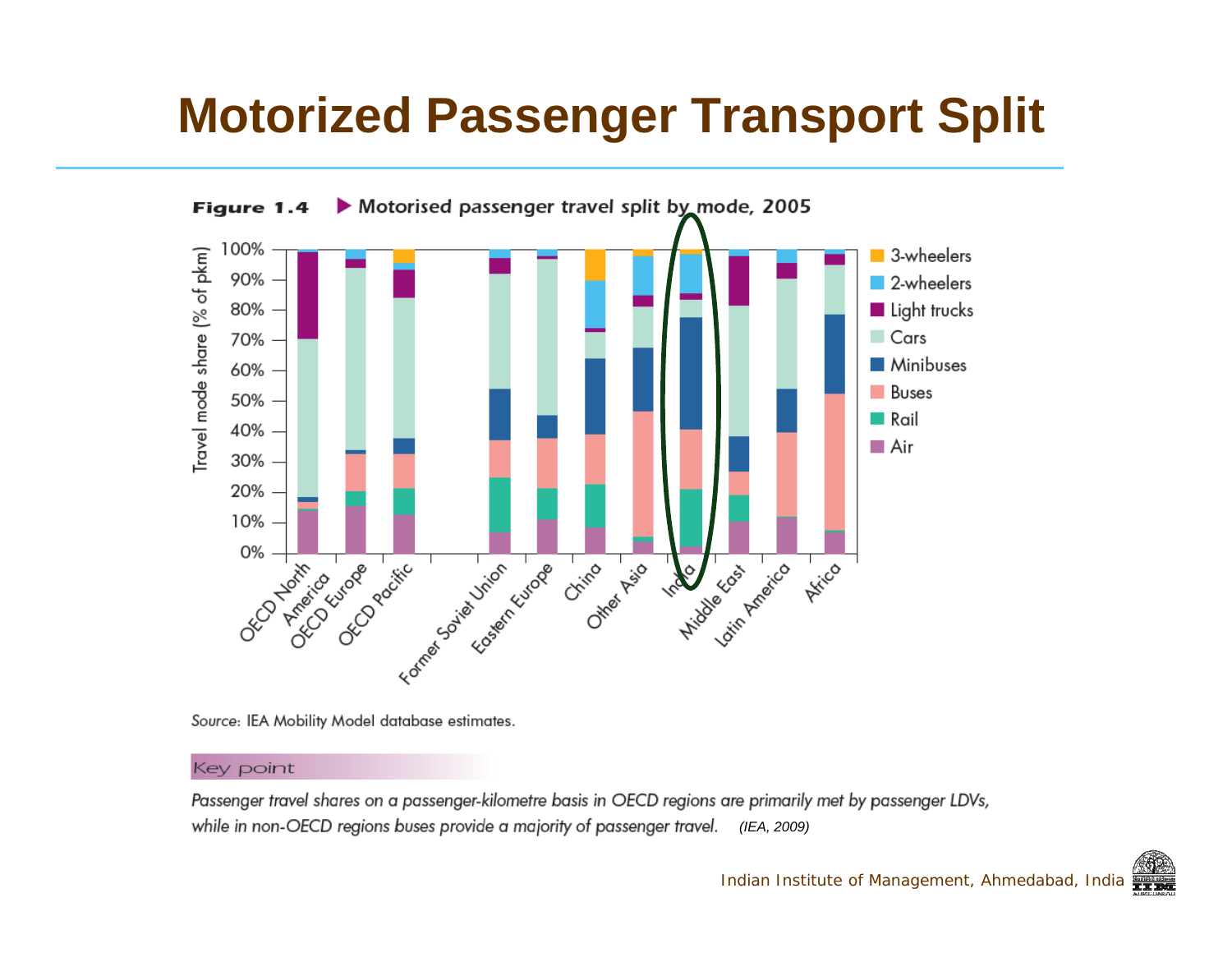# Motorized Passenger Transport Split

**Figure 1.4** ▶ Motorised passenger travel split by mode, 2005

Source: IEA Mobility Model database estimates.

Key point

*Passenger travel shares on a passenger-kilometre basis in OECD regions are primarily met by passenger LDVs, while in non-OECD regions buses provide a majority of passenger travel.* *(IEA, 2009)*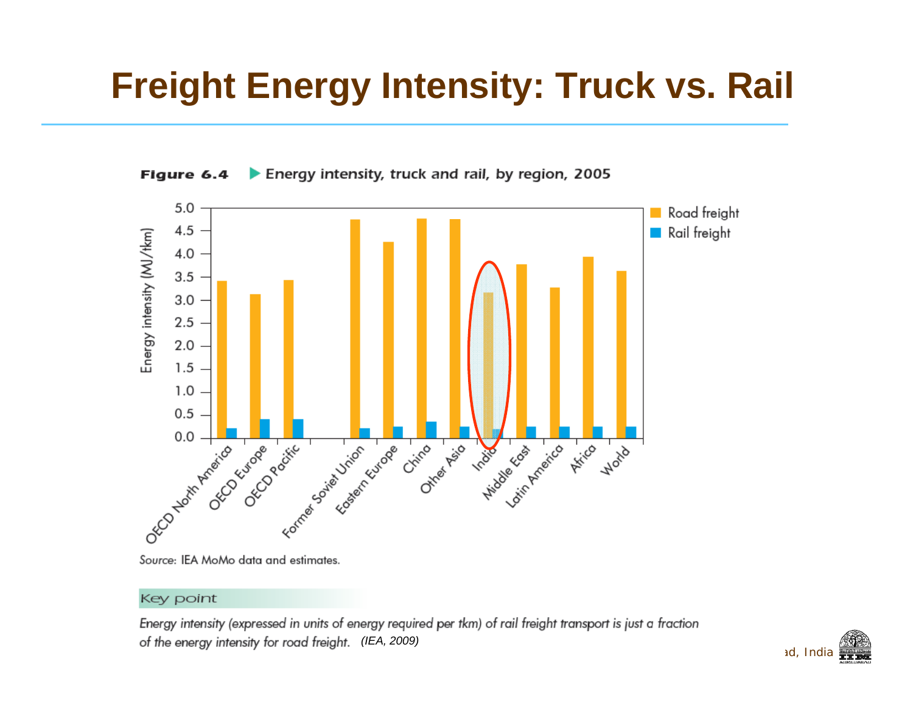# Freight Energy Intensity: Truck vs. Rail

**Figure 6.4** ▶ Energy intensity, truck and rail, by region, 2005

*Source:* IEA MoMo data and estimates.

Key point

*Energy intensity (expressed in units of energy required per tkm) of rail freight transport is just a fraction of the energy intensity for road freight.* *(IEA, 2009)*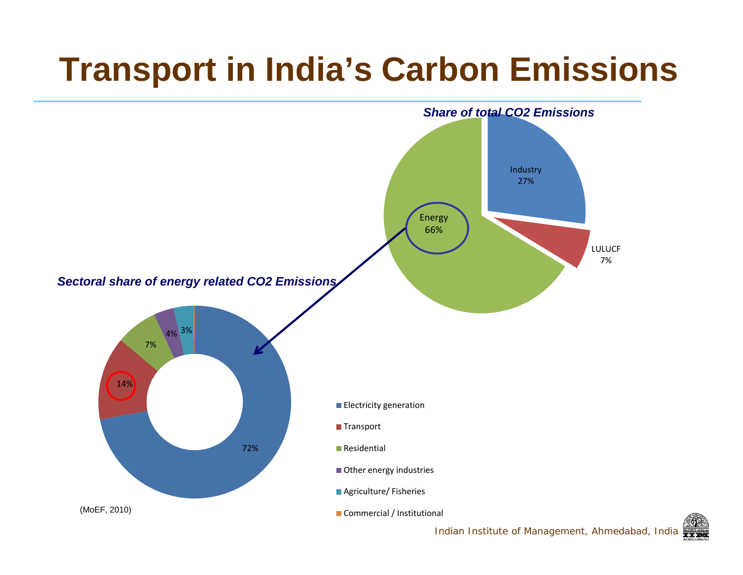# Transport in India's Carbon Emissions

***Share of total $CO_2$ Emissions***

- Industry 27%
- LULUCF 7%
- Energy 66%

***Sectoral share of energy related $CO_2$ Emissions***

- 72%
- 14%
- 7%
- 4%
- 3%

- Electricity generation
- Transport
- Residential
- Other energy industries
- Agriculture/ Fisheries
- Commercial / Institutional

(MoEF, 2010)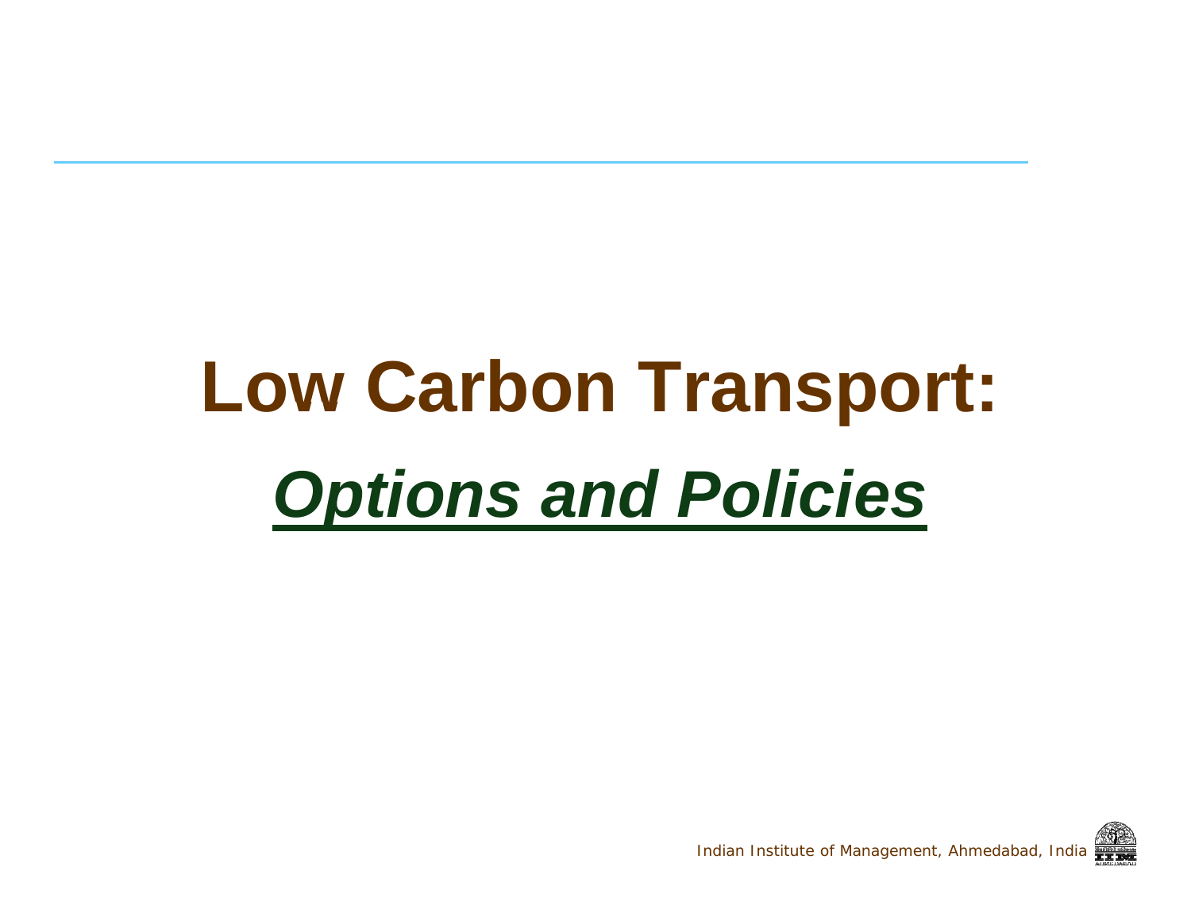# Low Carbon Transport:

# ***Options and Policies***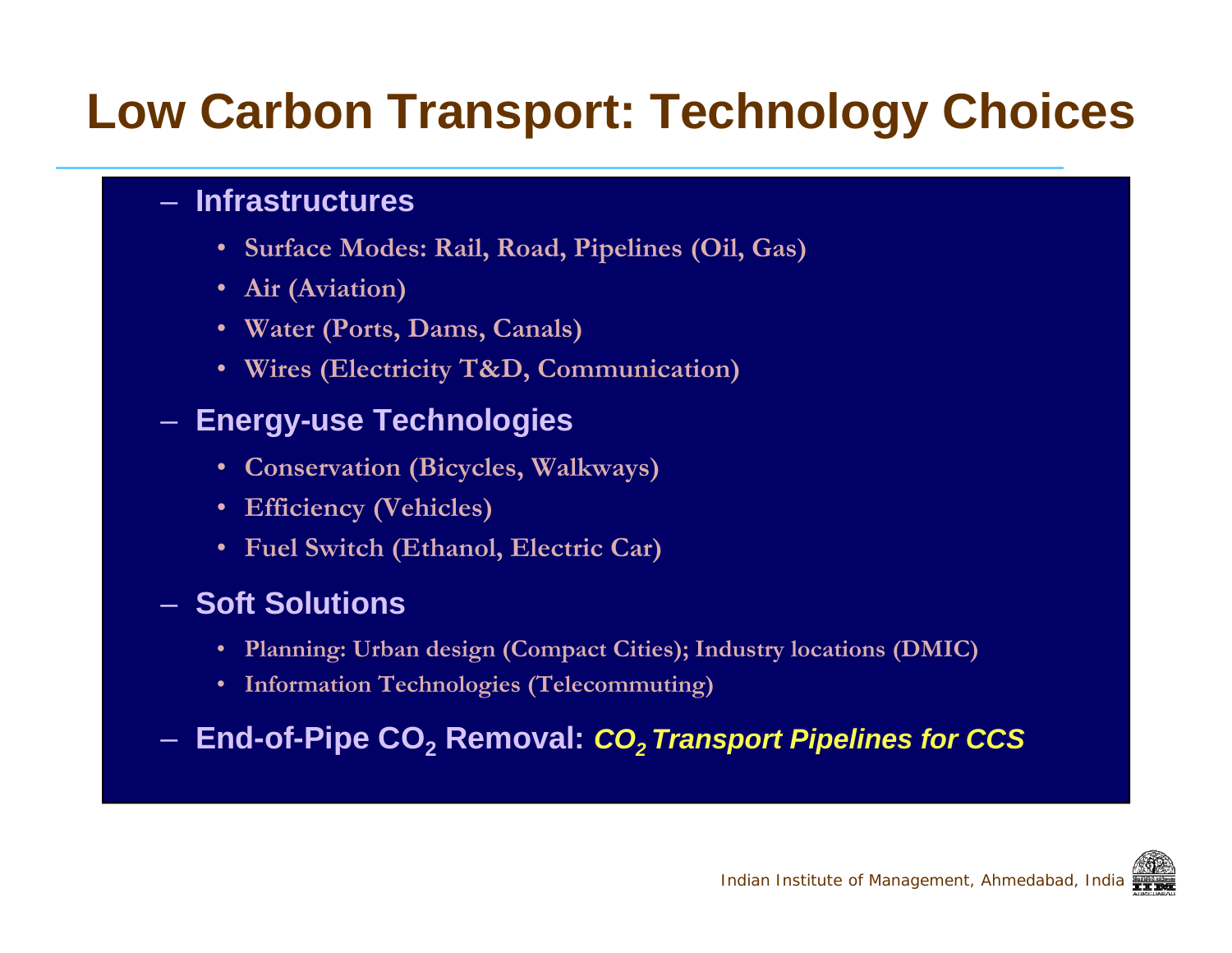# Low Carbon Transport: Technology Choices

- **Infrastructures**
  - **Surface Modes: Rail, Road, Pipelines (Oil, Gas)**
  - **Air (Aviation)**
  - **Water (Ports, Dams, Canals)**
  - **Wires (Electricity T&D, Communication)**
- **Energy-use Technologies**
  - **Conservation (Bicycles, Walkways)**
  - **Efficiency (Vehicles)**
  - **Fuel Switch (Ethanol, Electric Car)**
- **Soft Solutions**
  - **Planning: Urban design (Compact Cities); Industry locations (DMIC)**
  - **Information Technologies (Telecommuting)**
- **End-of-Pipe $CO_2$ Removal:** ***$CO_2$ Transport Pipelines for CCS***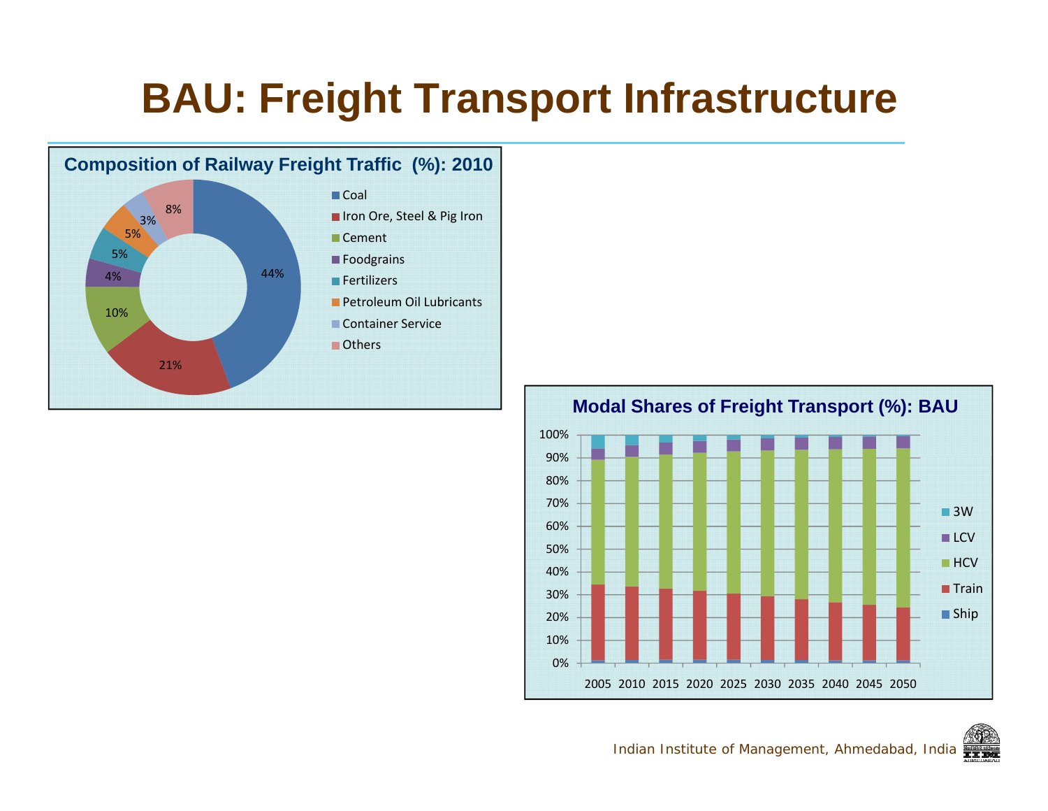# BAU: Freight Transport Infrastructure

**Composition of Railway Freight Traffic (%): 2010**

| Commodity | Share (%) |
|---|---|
| Coal | 44% |
| Iron Ore, Steel & Pig Iron | 21% |
| Cement | 10% |
| Foodgrains | 4% |
| Fertilizers | 5% |
| Petroleum Oil Lubricants | 5% |
| Container Service | 3% |
| Others | 8% |

**Modal Shares of Freight Transport (%): BAU**

Modes: 3W, LCV, HCV, Train, Ship

Years: 2005, 2010, 2015, 2020, 2025, 2030, 2035, 2040, 2045, 2050

Indian Institute of Management, Ahmedabad, India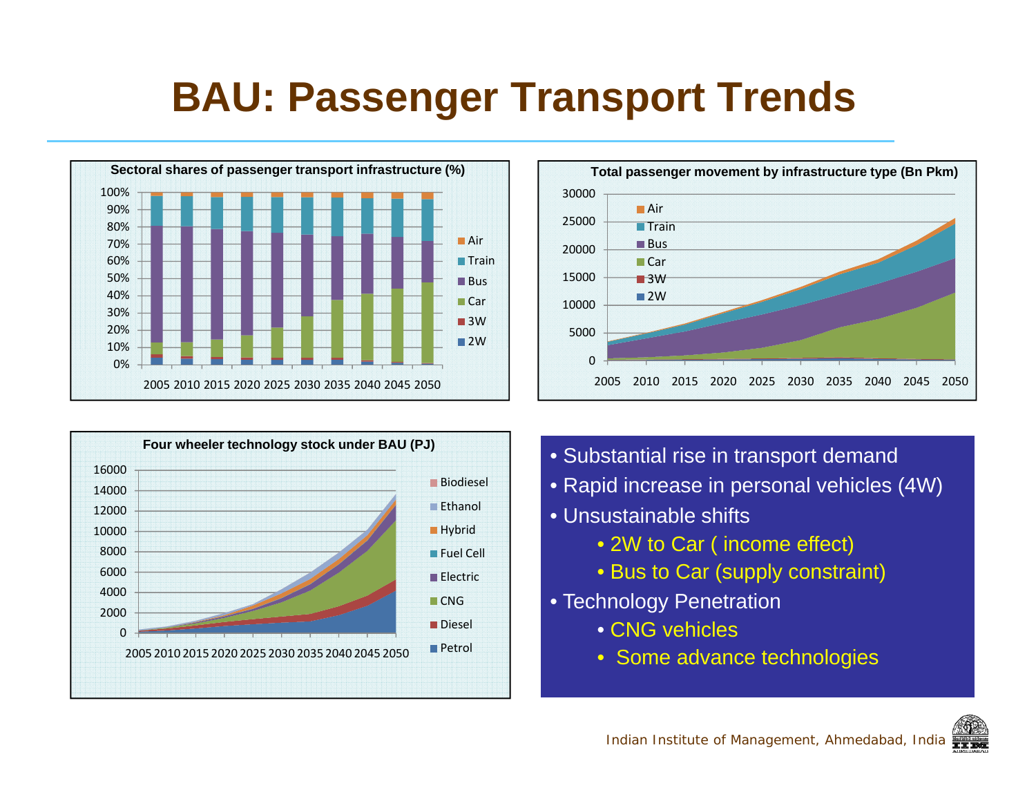# BAU: Passenger Transport Trends

**Sectoral shares of passenger transport infrastructure (%)**

**Total passenger movement by infrastructure type (Bn Pkm)**

**Four wheeler technology stock under BAU (PJ)**

- Substantial rise in transport demand
- Rapid increase in personal vehicles (4W)
- Unsustainable shifts
  - 2W to Car ( income effect)
  - Bus to Car (supply constraint)
- Technology Penetration
  - CNG vehicles
  - Some advance technologies

Indian Institute of Management, Ahmedabad, India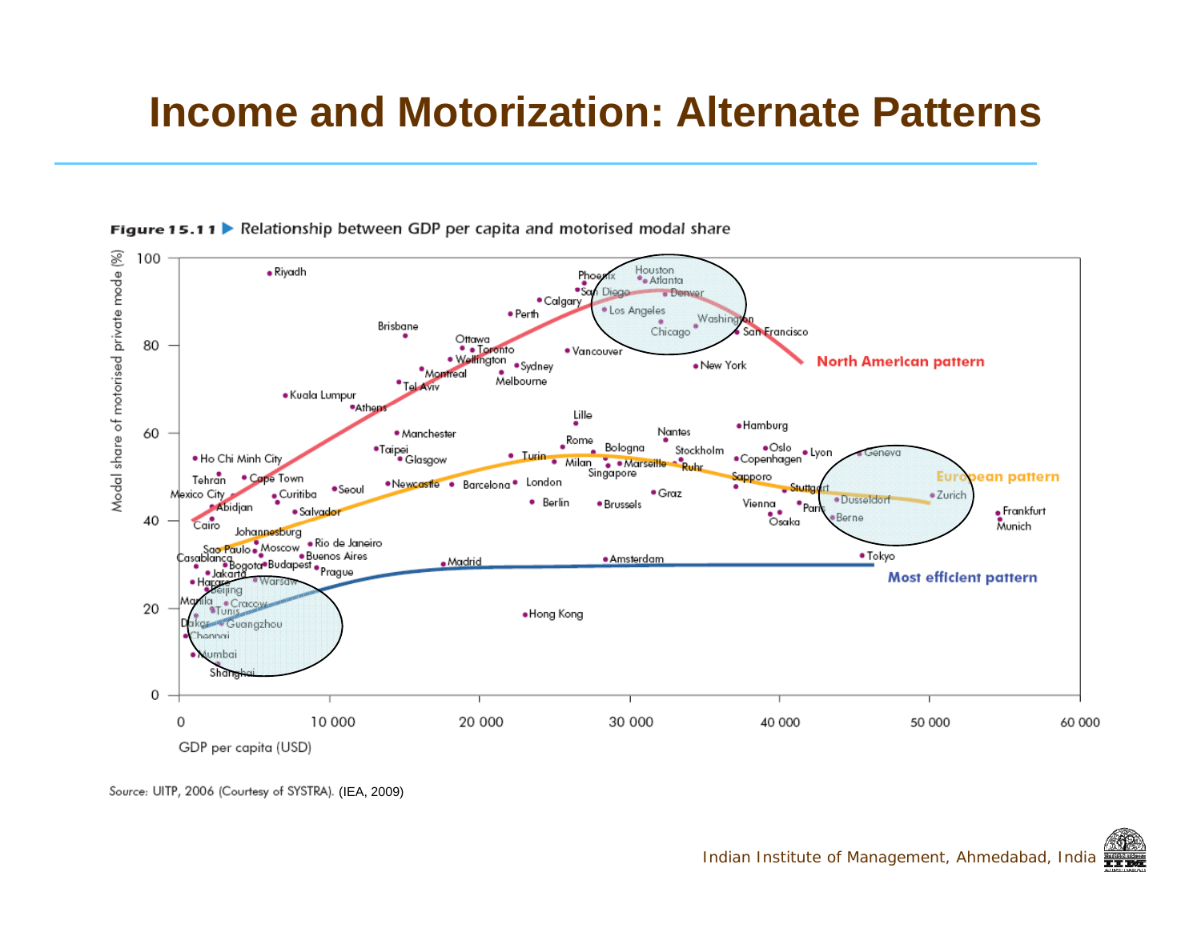# Income and Motorization: Alternate Patterns

**Figure 15.11** ▶ Relationship between GDP per capita and motorised modal share

Source: UITP, 2006 (Courtesy of SYSTRA). (IEA, 2009)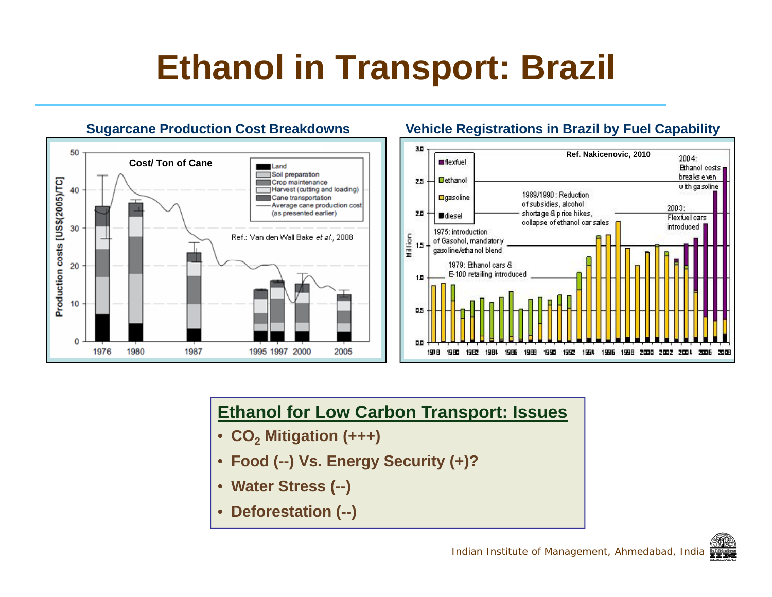# Ethanol in Transport: Brazil

**Sugarcane Production Cost Breakdowns**

**Vehicle Registrations in Brazil by Fuel Capability**

## Ethanol for Low Carbon Transport: Issues

- **$CO_2$ Mitigation (+++)**
- **Food (--) Vs. Energy Security (+)?**
- **Water Stress (--)**
- **Deforestation (--)**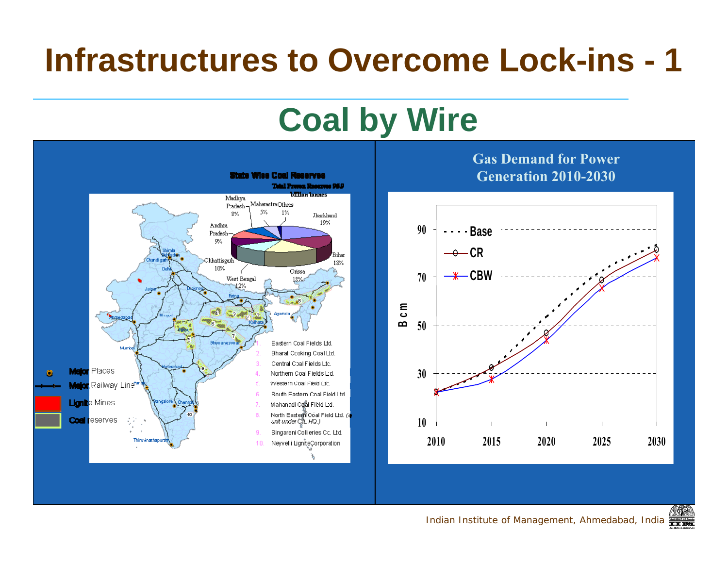# Infrastructures to Overcome Lock-ins - 1

## Coal by Wire

**State Wise Coal Reserves**

**Total Proven Reserves 95.9 billion tonnes**

Jharkhand 19%, Bihar 18%, Orissa 18%, West Bengal 12%, Chhattisgarh 10%, Andhra Pradesh 9%, Madhya Pradesh 8%, Maharastra 5%, Others 1%

1. Eastern Coal Fields Ltd.
2. Bharat Ccoking Coal Ltd.
3. Central Coal Fields Ltd.
4. Northern Coal Fields Ltd.
5. Western Coal Field Ltd.
6. South Eastern Coal Field Ltd
7. Mahanadi Coal Field Ltd.
8. North Eastern Coal Field Ltd. (a unit under CIL HQ.)
9. Singareni Collieries Co. Ltd.
10. Neyvelli Lignite Corporation

Major Places
Major Railway Line
Lignite Mines
Coal reserves

**Gas Demand for Power Generation 2010-2030**

(Chart: Bcm, 2010–2030; series: Base, CR, CBW)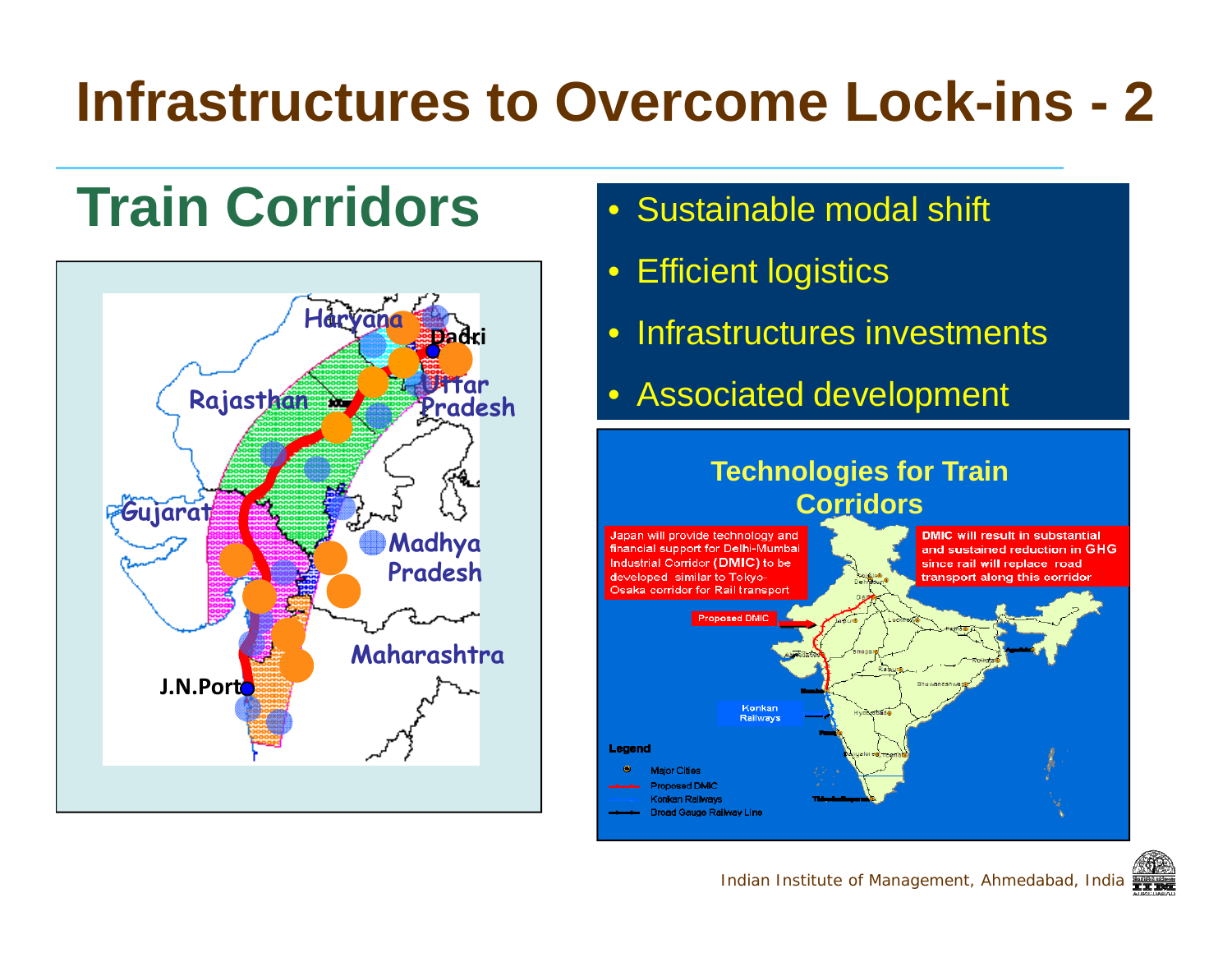# Infrastructures to Overcome Lock-ins - 2

## Train Corridors

Haryana

Dadri

Rajasthan

Uttar Pradesh

Gujarat

Madhya Pradesh

Maharashtra

J.N.Port

- Sustainable modal shift
- Efficient logistics
- Infrastructures investments
- Associated development

### Technologies for Train Corridors

Japan will provide technology and financial support for Delhi-Mumbai Industrial Corridor (DMIC) to be developed similar to Tokyo-Osaka corridor for Rail transport

DMIC will result in substantial and sustained reduction in GHG since rail will replace road transport along this corridor

Proposed DMIC

Konkan Railways

Legend

- Major Cities
- Proposed DMIC
- Konkan Railways
- Broad Gauge Railway Line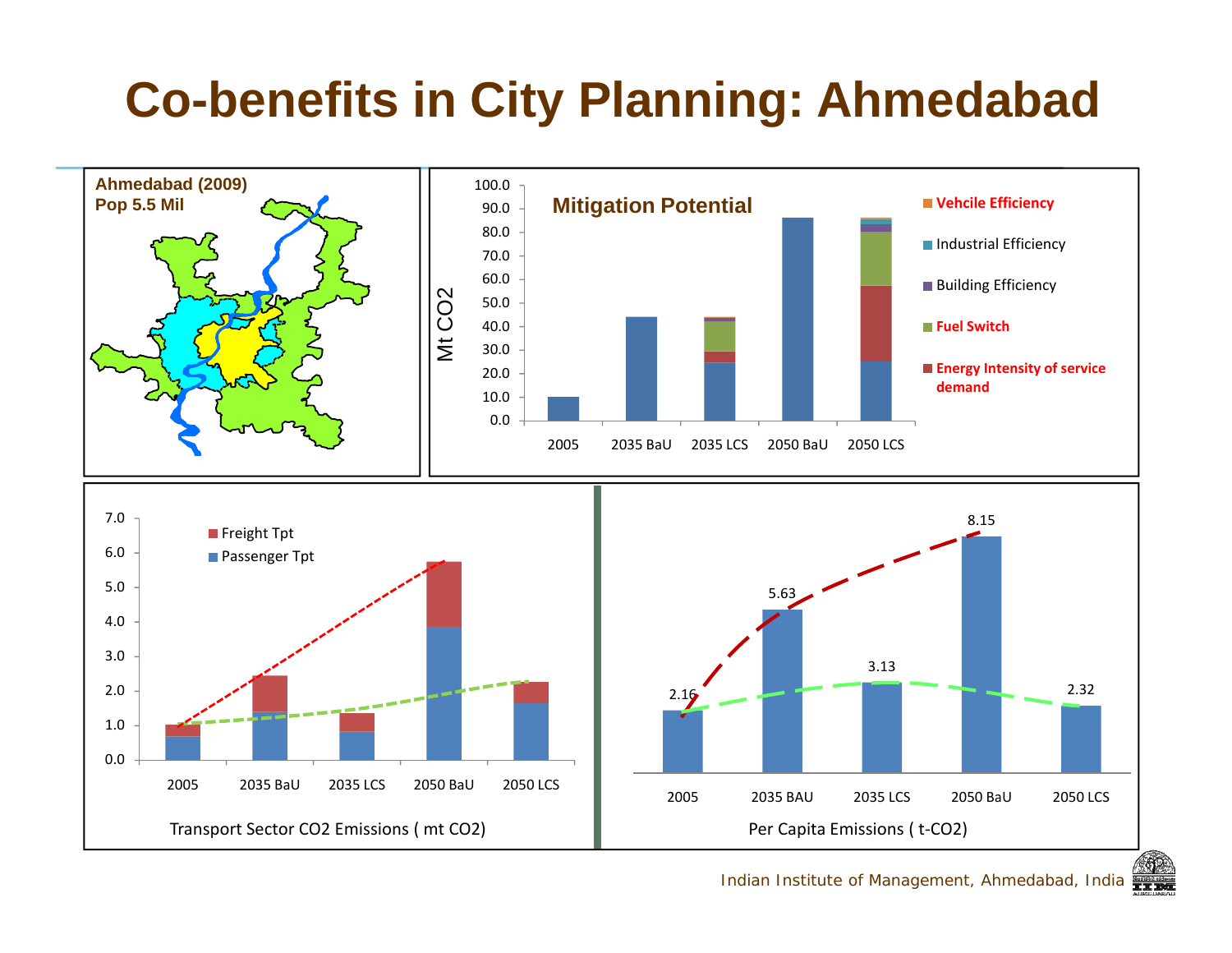# Co-benefits in City Planning: Ahmedabad

**Ahmedabad (2009)**
**Pop 5.5 Mil**

**Mitigation Potential**

Mt CO2

- Vehcile Efficiency
- Industrial Efficiency
- Building Efficiency
- Fuel Switch
- Energy Intensity of service demand

2005 | 2035 BaU | 2035 LCS | 2050 BaU | 2050 LCS

- Freight Tpt
- Passenger Tpt

Transport Sector CO2 Emissions ( mt CO2)

2005 | 2035 BaU | 2035 LCS | 2050 BaU | 2050 LCS

Per Capita Emissions ( t-CO2)

| 2005 | 2035 BAU | 2035 LCS | 2050 BaU | 2050 LCS |
|---|---|---|---|---|
| 2.16 | 5.63 | 3.13 | 8.15 | 2.32 |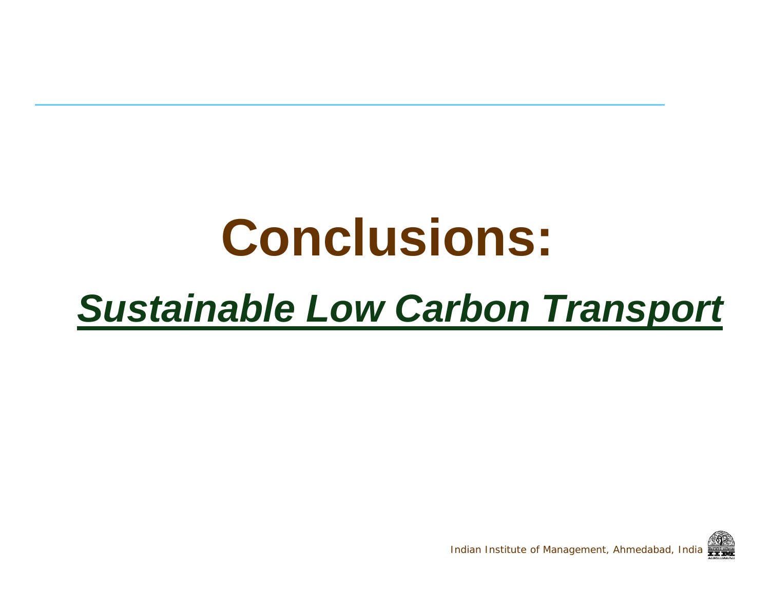# Conclusions:

## ***Sustainable Low Carbon Transport***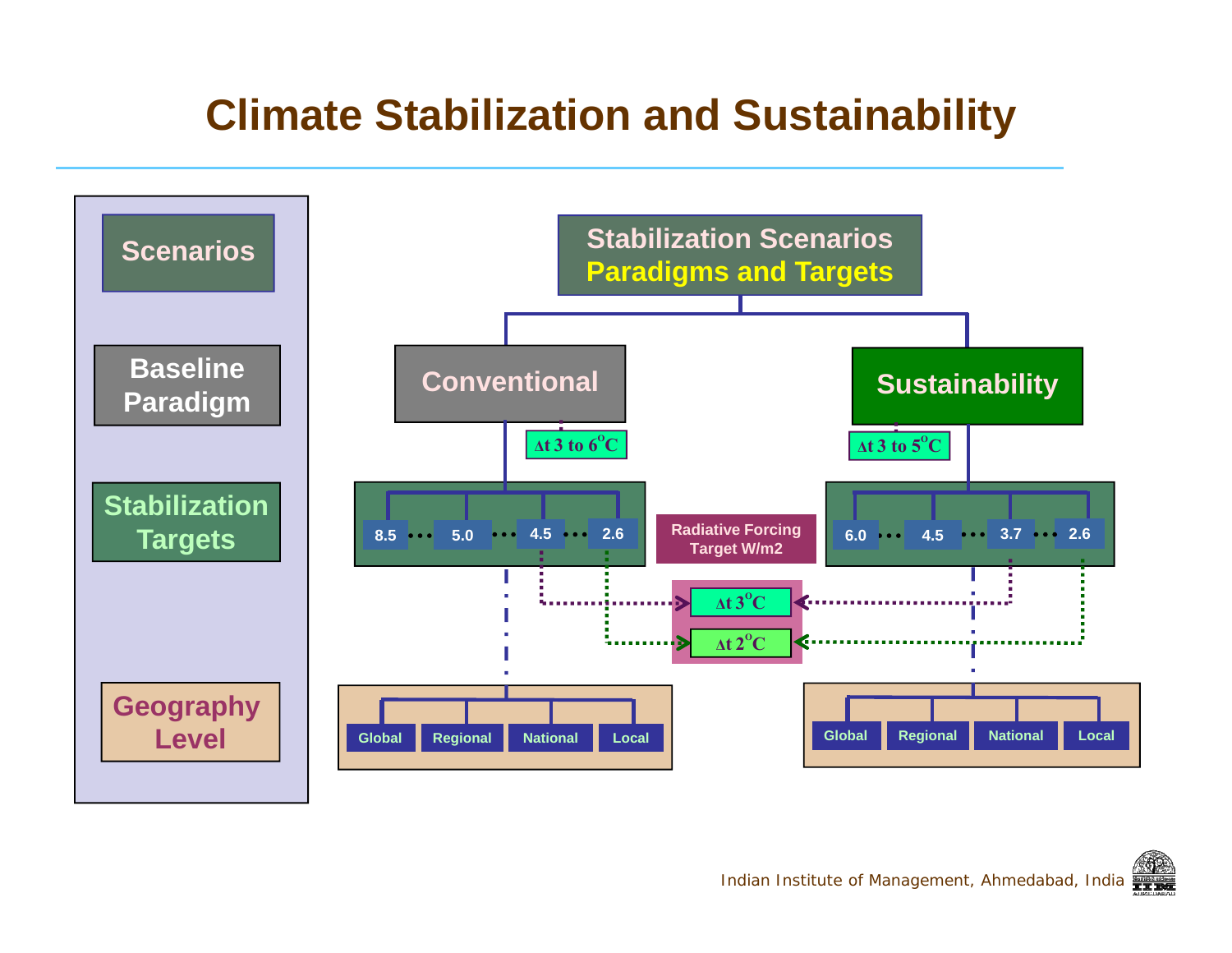# Climate Stabilization and Sustainability

**Scenarios**

**Baseline Paradigm**

**Stabilization Targets**

**Geography Level**

**Stabilization Scenarios**
**Paradigms and Targets**

- **Conventional** — $\Delta t$ 3 to 6$^o$C
  - Stabilization Targets: 8.5 … 5.0 … 4.5 … 2.6
  - Geography Level: Global, Regional, National, Local
- **Sustainability** — $\Delta t$ 3 to 5$^o$C
  - Stabilization Targets: 6.0 … 4.5 … 3.7 … 2.6
  - Geography Level: Global, Regional, National, Local

Radiative Forcing Target W/m2

$\Delta t$ 3$^o$C

$\Delta t$ 2$^o$C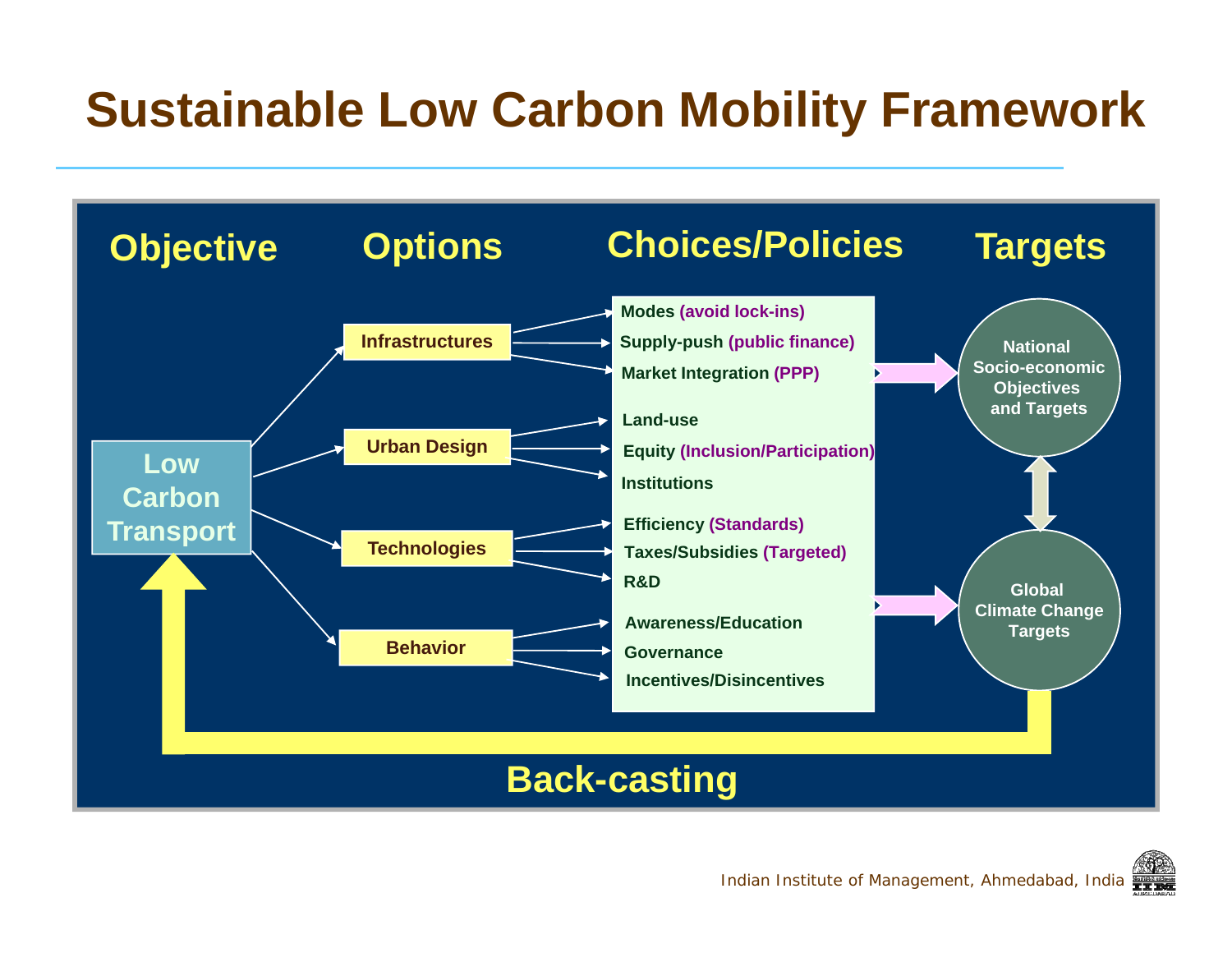# Sustainable Low Carbon Mobility Framework

**Objective**

- **Low Carbon Transport**

**Options**

- **Infrastructures**
- **Urban Design**
- **Technologies**
- **Behavior**

**Choices/Policies**

- Infrastructures:
  - Modes (avoid lock-ins)
  - Supply-push (public finance)
  - Market Integration (PPP)
- Urban Design:
  - Land-use
  - Equity (Inclusion/Participation)
  - Institutions
- Technologies:
  - Efficiency (Standards)
  - Taxes/Subsidies (Targeted)
  - R&D
- Behavior:
  - Awareness/Education
  - Governance
  - Incentives/Disincentives

**Targets**

- National Socio-economic Objectives and Targets
- Global Climate Change Targets

**Back-casting**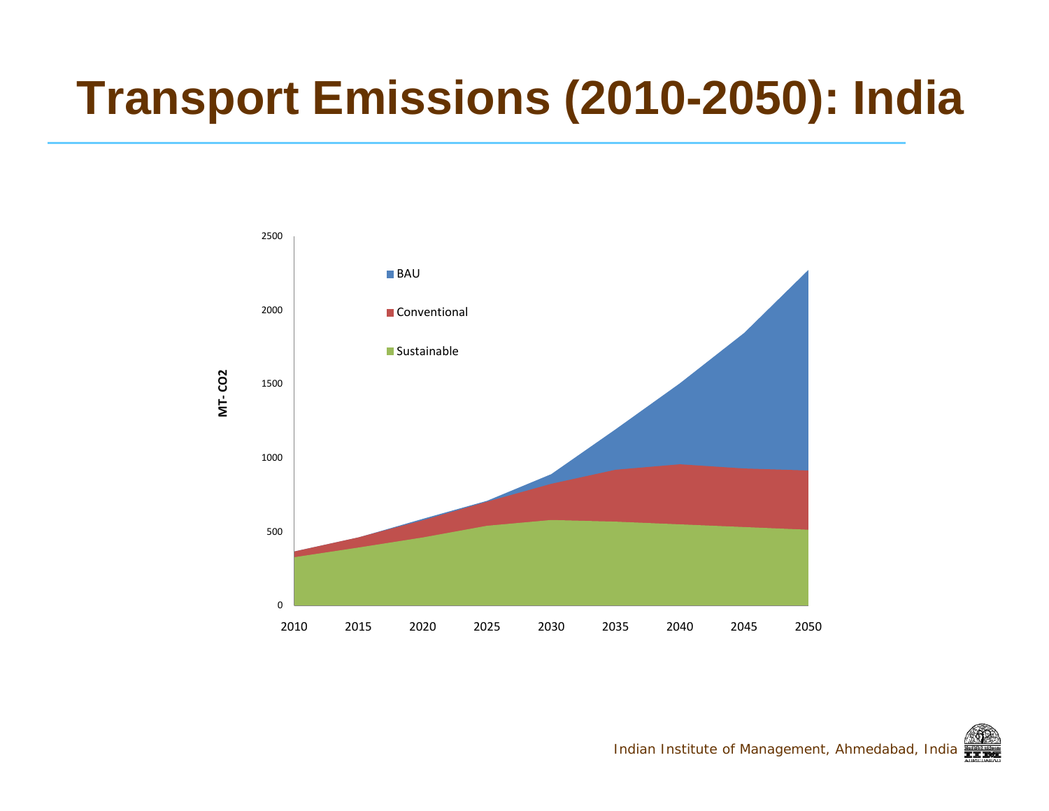# Transport Emissions (2010-2050): India

MT- $CO_2$

BAU

Conventional

Sustainable

2500

2000

1500

1000

500

0

2010 2015 2020 2025 2030 2035 2040 2045 2050

Indian Institute of Management, Ahmedabad, India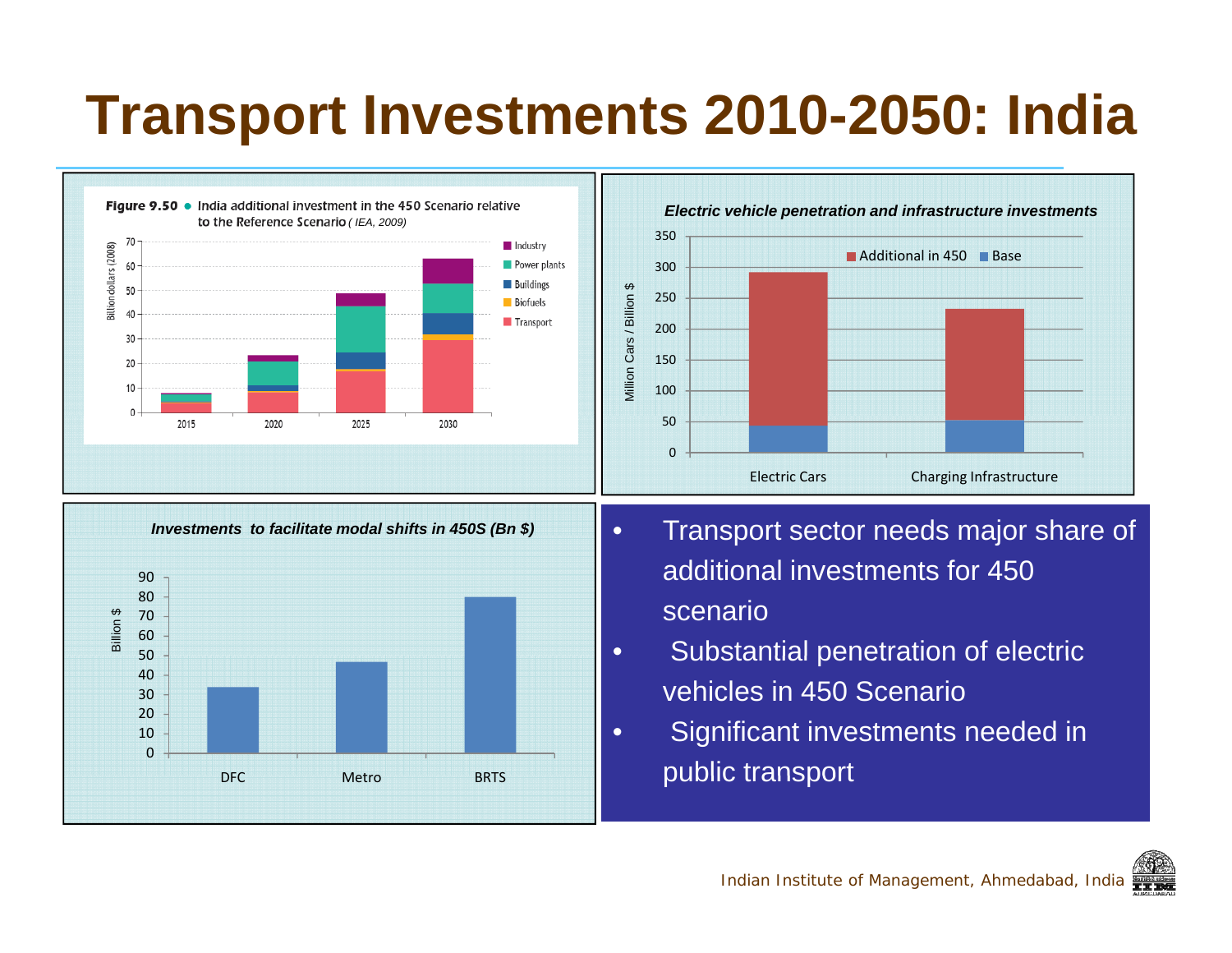# Transport Investments 2010-2050: India

**Figure 9.50** • India additional investment in the 450 Scenario relative to the Reference Scenario *( IEA, 2009)*

*Electric vehicle penetration and infrastructure investments*

*Investments to facilitate modal shifts in 450S (Bn $)*

- Transport sector needs major share of additional investments for 450 scenario
- Substantial penetration of electric vehicles in 450 Scenario
- Significant investments needed in public transport

Indian Institute of Management, Ahmedabad, India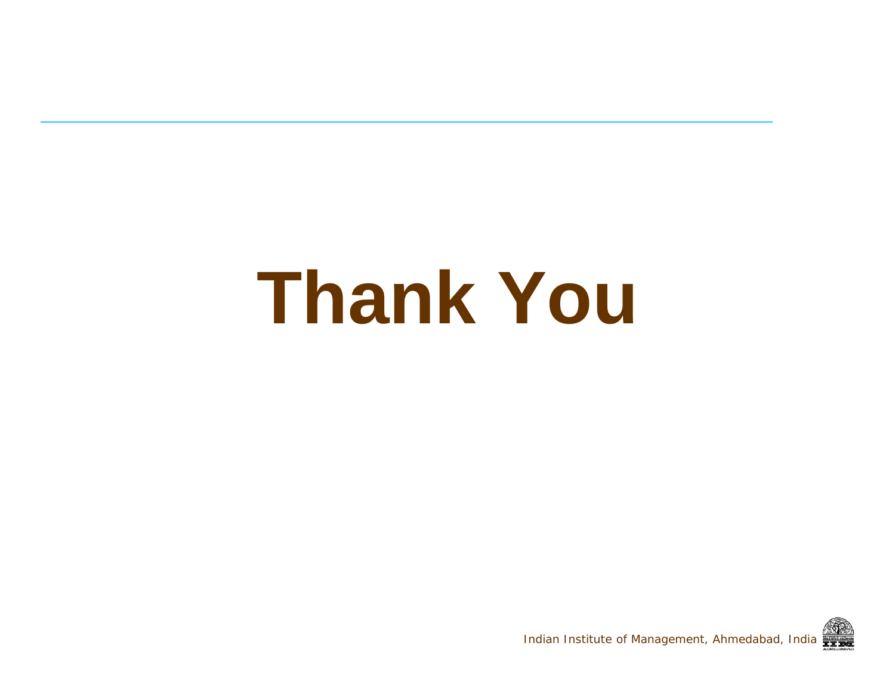# Thank You